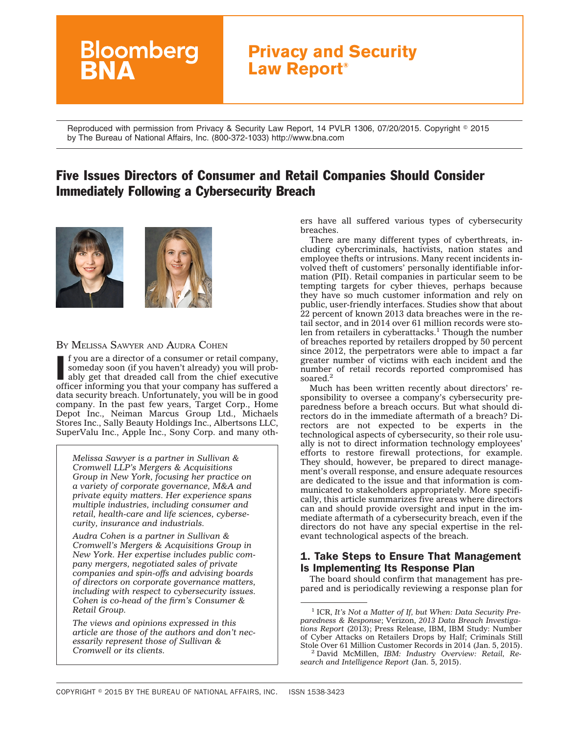# Bloomberg BNA

## Privacy and Security Law Report®

Reproduced with permission from Privacy & Security Law Report, 14 PVLR 1306, 07/20/2015. Copyright © 2015 by The Bureau of National Affairs, Inc. (800-372-1033) http://www.bna.com

# Five Issues Directors of Consumer and Retail Companies Should Consider Immediately Following a Cybersecurity Breach

BY MELISSA SAWYER AND AUDRA COHEN

If you are a director of a consumer or retail company, someday soon (if you haven't already) you will probably get that dreaded call from the chief executive officer informing you that your company has suffered a data security breach. Unfortunately, you will be in good company. In the past few years, Target Corp., Home Depot Inc., Neiman Marcus Group Ltd., Michaels Stores Inc., Sally Beauty Holdings Inc., Albertsons LLC, SuperValu Inc., Apple Inc., Sony Corp. and many others have all suffered various types of cybersecurity breaches.

*Melissa Sawyer is a partner in Sullivan & Cromwell LLP's Mergers & Acquisitions Group in New York, focusing her practice on a variety of corporate governance, M&A and private equity matters. Her experience spans multiple industries, including consumer and retail, health-care and life sciences, cybersecurity, insurance and industrials.*

*Audra Cohen is a partner in Sullivan & Cromwell's Mergers & Acquisitions Group in New York. Her expertise includes public company mergers, negotiated sales of private companies and spin-offs and advising boards of directors on corporate governance matters, including with respect to cybersecurity issues. Cohen is co-head of the firm's Consumer & Retail Group.*

*The views and opinions expressed in this article are those of the authors and don't necessarily represent those of Sullivan & Cromwell or its clients.*

There are many different types of cyberthreats, including cybercriminals, hactivists, nation states and employee thefts or intrusions. Many recent incidents involved theft of customers' personally identifiable information (PII). Retail companies in particular seem to be tempting targets for cyber thieves, perhaps because they have so much customer information and rely on public, user-friendly interfaces. Studies show that about 22 percent of known 2013 data breaches were in the retail sector, and in 2014 over 61 million records were stolen from retailers in cyberattacks.[1] Though the number of breaches reported by retailers dropped by 50 percent since 2012, the perpetrators were able to impact a far greater number of victims with each incident and the number of retail records reported compromised has soared.[2]

Much has been written recently about directors' responsibility to oversee a company's cybersecurity preparedness before a breach occurs. But what should directors do in the immediate aftermath of a breach? Directors are not expected to be experts in the technological aspects of cybersecurity, so their role usually is not to direct information technology employees' efforts to restore firewall protections, for example. They should, however, be prepared to direct management's overall response, and ensure adequate resources are dedicated to the issue and that information is communicated to stakeholders appropriately. More specifically, this article summarizes five areas where directors can and should provide oversight and input in the immediate aftermath of a cybersecurity breach, even if the directors do not have any special expertise in the relevant technological aspects of the breach.

## 1. Take Steps to Ensure That Management Is Implementing Its Response Plan

The board should confirm that management has prepared and is periodically reviewing a response plan for

[1] ICR, *It's Not a Matter of If, but When: Data Security Preparedness & Response*; Verizon, *2013 Data Breach Investigations Report* (2013); Press Release, IBM, IBM Study: Number of Cyber Attacks on Retailers Drops by Half; Criminals Still Stole Over 61 Million Customer Records in 2014 (Jan. 5, 2015).

[2] David McMillen, *IBM: Industry Overview: Retail, Research and Intelligence Report* (Jan. 5, 2015).

COPYRIGHT © 2015 BY THE BUREAU OF NATIONAL AFFAIRS, INC. ISSN 1538-3423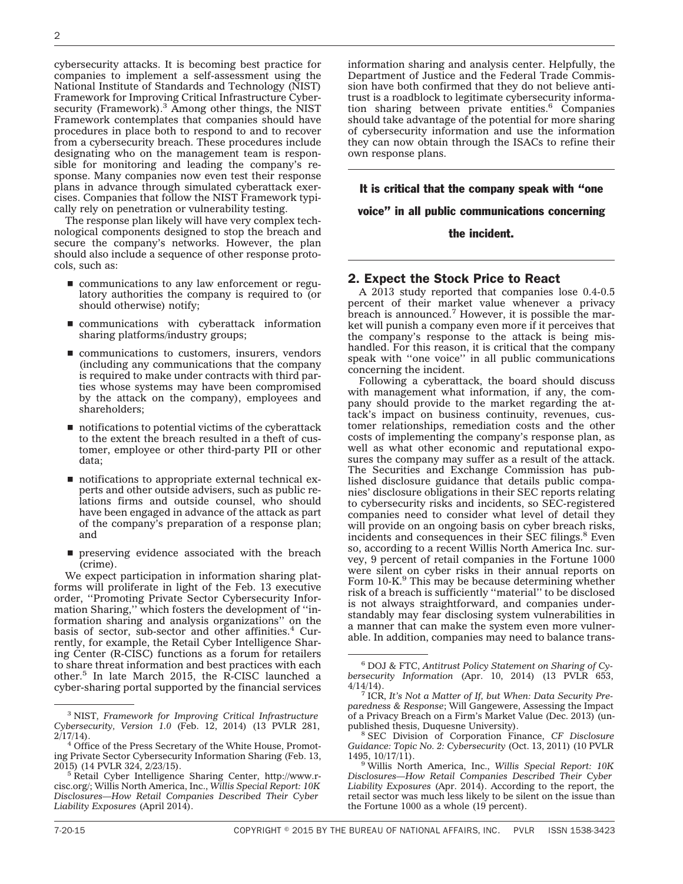cybersecurity attacks. It is becoming best practice for companies to implement a self-assessment using the National Institute of Standards and Technology (NIST) Framework for Improving Critical Infrastructure Cybersecurity (Framework).[3] Among other things, the NIST Framework contemplates that companies should have procedures in place both to respond to and to recover from a cybersecurity breach. These procedures include designating who on the management team is responsible for monitoring and leading the company's response. Many companies now even test their response plans in advance through simulated cyberattack exercises. Companies that follow the NIST Framework typically rely on penetration or vulnerability testing.

The response plan likely will have very complex technological components designed to stop the breach and secure the company's networks. However, the plan should also include a sequence of other response protocols, such as:

- communications to any law enforcement or regulatory authorities the company is required to (or should otherwise) notify;
- communications with cyberattack information sharing platforms/industry groups;
- communications to customers, insurers, vendors (including any communications that the company is required to make under contracts with third parties whose systems may have been compromised by the attack on the company), employees and shareholders;
- notifications to potential victims of the cyberattack to the extent the breach resulted in a theft of customer, employee or other third-party PII or other data;
- notifications to appropriate external technical experts and other outside advisers, such as public relations firms and outside counsel, who should have been engaged in advance of the attack as part of the company's preparation of a response plan; and
- preserving evidence associated with the breach (crime).

We expect participation in information sharing platforms will proliferate in light of the Feb. 13 executive order, ''Promoting Private Sector Cybersecurity Information Sharing,'' which fosters the development of ''information sharing and analysis organizations'' on the basis of sector, sub-sector and other affinities.[4] Currently, for example, the Retail Cyber Intelligence Sharing Center (R-CISC) functions as a forum for retailers to share threat information and best practices with each other.[5] In late March 2015, the R-CISC launched a cyber-sharing portal supported by the financial services information sharing and analysis center. Helpfully, the Department of Justice and the Federal Trade Commission have both confirmed that they do not believe antitrust is a roadblock to legitimate cybersecurity information sharing between private entities.[6] Companies should take advantage of the potential for more sharing of cybersecurity information and use the information they can now obtain through the ISACs to refine their own response plans.

**It is critical that the company speak with ''one voice'' in all public communications concerning the incident.**

## 2. Expect the Stock Price to React

A 2013 study reported that companies lose 0.4-0.5 percent of their market value whenever a privacy breach is announced.[7] However, it is possible the market will punish a company even more if it perceives that the company's response to the attack is being mishandled. For this reason, it is critical that the company speak with ''one voice'' in all public communications concerning the incident.

Following a cyberattack, the board should discuss with management what information, if any, the company should provide to the market regarding the attack's impact on business continuity, revenues, customer relationships, remediation costs and the other costs of implementing the company's response plan, as well as what other economic and reputational exposures the company may suffer as a result of the attack. The Securities and Exchange Commission has published disclosure guidance that details public companies' disclosure obligations in their SEC reports relating to cybersecurity risks and incidents, so SEC-registered companies need to consider what level of detail they will provide on an ongoing basis on cyber breach risks, incidents and consequences in their SEC filings.[8] Even so, according to a recent Willis North America Inc. survey, 9 percent of retail companies in the Fortune 1000 were silent on cyber risks in their annual reports on Form 10-K.[9] This may be because determining whether risk of a breach is sufficiently ''material'' to be disclosed is not always straightforward, and companies understandably may fear disclosing system vulnerabilities in a manner that can make the system even more vulnerable. In addition, companies may need to balance trans-

---

[3] NIST, *Framework for Improving Critical Infrastructure Cybersecurity, Version 1.0* (Feb. 12, 2014) (13 PVLR 281, 2/17/14).

[4] Office of the Press Secretary of the White House, Promoting Private Sector Cybersecurity Information Sharing (Feb. 13, 2015) (14 PVLR 324, 2/23/15).

[5] Retail Cyber Intelligence Sharing Center, http://www.r-cisc.org/; Willis North America, Inc., *Willis Special Report: 10K Disclosures—How Retail Companies Described Their Cyber Liability Exposures* (April 2014).

[6] DOJ & FTC, *Antitrust Policy Statement on Sharing of Cybersecurity Information* (Apr. 10, 2014) (13 PVLR 653, 4/14/14).

[7] ICR, *It's Not a Matter of If, but When: Data Security Preparedness & Response*; Will Gangewere, Assessing the Impact of a Privacy Breach on a Firm's Market Value (Dec. 2013) (unpublished thesis, Duquesne University).

[8] SEC Division of Corporation Finance, *CF Disclosure Guidance: Topic No. 2: Cybersecurity* (Oct. 13, 2011) (10 PVLR 1495, 10/17/11).

[9] Willis North America, Inc., *Willis Special Report: 10K Disclosures—How Retail Companies Described Their Cyber Liability Exposures* (Apr. 2014). According to the report, the retail sector was much less likely to be silent on the issue than the Fortune 1000 as a whole (19 percent).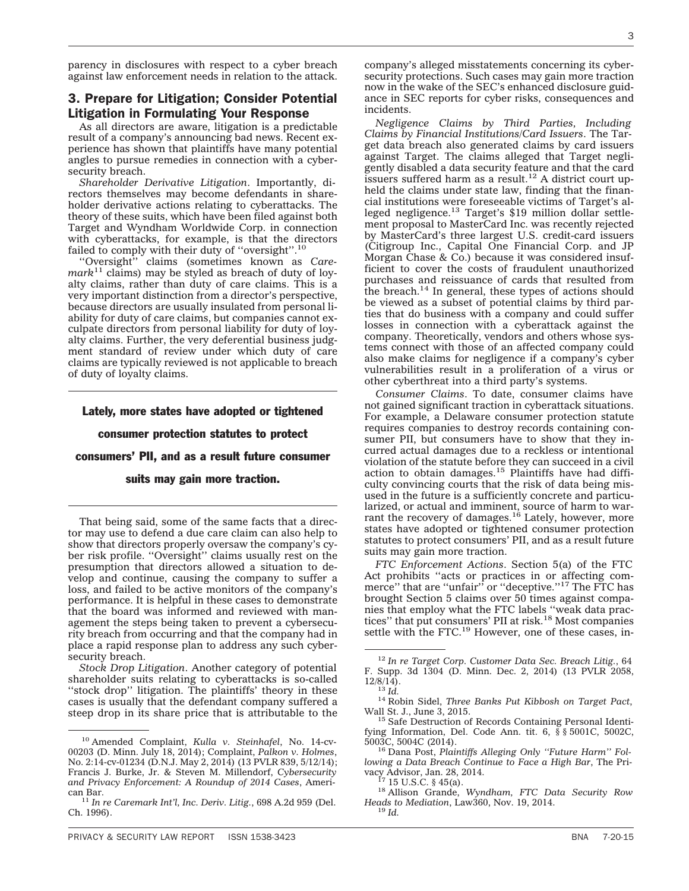parency in disclosures with respect to a cyber breach against law enforcement needs in relation to the attack.

## 3. Prepare for Litigation; Consider Potential Litigation in Formulating Your Response

As all directors are aware, litigation is a predictable result of a company's announcing bad news. Recent experience has shown that plaintiffs have many potential angles to pursue remedies in connection with a cybersecurity breach.

*Shareholder Derivative Litigation*. Importantly, directors themselves may become defendants in shareholder derivative actions relating to cyberattacks. The theory of these suits, which have been filed against both Target and Wyndham Worldwide Corp. in connection with cyberattacks, for example, is that the directors failed to comply with their duty of "oversight".[10]

"Oversight" claims (sometimes known as *Caremark*[11] claims) may be styled as breach of duty of loyalty claims, rather than duty of care claims. This is a very important distinction from a director's perspective, because directors are usually insulated from personal liability for duty of care claims, but companies cannot exculpate directors from personal liability for duty of loyalty claims. Further, the very deferential business judgment standard of review under which duty of care claims are typically reviewed is not applicable to breach of duty of loyalty claims.

**Lately, more states have adopted or tightened consumer protection statutes to protect consumers' PII, and as a result future consumer suits may gain more traction.**

That being said, some of the same facts that a director may use to defend a due care claim can also help to show that directors properly oversaw the company's cyber risk profile. "Oversight" claims usually rest on the presumption that directors allowed a situation to develop and continue, causing the company to suffer a loss, and failed to be active monitors of the company's performance. It is helpful in these cases to demonstrate that the board was informed and reviewed with management the steps being taken to prevent a cybersecurity breach from occurring and that the company had in place a rapid response plan to address any such cybersecurity breach.

*Stock Drop Litigation*. Another category of potential shareholder suits relating to cyberattacks is so-called "stock drop" litigation. The plaintiffs' theory in these cases is usually that the defendant company suffered a steep drop in its share price that is attributable to the company's alleged misstatements concerning its cybersecurity protections. Such cases may gain more traction now in the wake of the SEC's enhanced disclosure guidance in SEC reports for cyber risks, consequences and incidents.

*Negligence Claims by Third Parties, Including Claims by Financial Institutions/Card Issuers*. The Target data breach also generated claims by card issuers against Target. The claims alleged that Target negligently disabled a data security feature and that the card issuers suffered harm as a result.[12] A district court upheld the claims under state law, finding that the financial institutions were foreseeable victims of Target's alleged negligence.[13] Target's $19 million dollar settlement proposal to MasterCard Inc. was recently rejected by MasterCard's three largest U.S. credit-card issuers (Citigroup Inc., Capital One Financial Corp. and JP Morgan Chase & Co.) because it was considered insufficient to cover the costs of fraudulent unauthorized purchases and reissuance of cards that resulted from the breach.[14] In general, these types of actions should be viewed as a subset of potential claims by third parties that do business with a company and could suffer losses in connection with a cyberattack against the company. Theoretically, vendors and others whose systems connect with those of an affected company could also make claims for negligence if a company's cyber vulnerabilities result in a proliferation of a virus or other cyberthreat into a third party's systems.

*Consumer Claims*. To date, consumer claims have not gained significant traction in cyberattack situations. For example, a Delaware consumer protection statute requires companies to destroy records containing consumer PII, but consumers have to show that they incurred actual damages due to a reckless or intentional violation of the statute before they can succeed in a civil action to obtain damages.[15] Plaintiffs have had difficulty convincing courts that the risk of data being misused in the future is a sufficiently concrete and particularized, or actual and imminent, source of harm to warrant the recovery of damages.[16] Lately, however, more states have adopted or tightened consumer protection statutes to protect consumers' PII, and as a result future suits may gain more traction.

*FTC Enforcement Actions*. Section 5(a) of the FTC Act prohibits "acts or practices in or affecting commerce" that are "unfair" or "deceptive."[17] The FTC has brought Section 5 claims over 50 times against companies that employ what the FTC labels "weak data practices" that put consumers' PII at risk.[18] Most companies settle with the FTC.[19] However, one of these cases, in-

---

[10] Amended Complaint, *Kulla v. Steinhafel*, No. 14-cv-00203 (D. Minn. July 18, 2014); Complaint, *Palkon v. Holmes*, No. 2:14-cv-01234 (D.N.J. May 2, 2014) (13 PVLR 839, 5/12/14); Francis J. Burke, Jr. & Steven M. Millendorf, *Cybersecurity and Privacy Enforcement: A Roundup of 2014 Cases*, American Bar.

[11] *In re Caremark Int'l, Inc. Deriv. Litig.*, 698 A.2d 959 (Del. Ch. 1996).

[12] *In re Target Corp. Customer Data Sec. Breach Litig.*, 64 F. Supp. 3d 1304 (D. Minn. Dec. 2, 2014) (13 PVLR 2058, 12/8/14).

[13] *Id.*

[14] Robin Sidel, *Three Banks Put Kibbosh on Target Pact*, Wall St. J., June 3, 2015.

[15] Safe Destruction of Records Containing Personal Identifying Information, Del. Code Ann. tit. 6, §§ 5001C, 5002C, 5003C, 5004C (2014).

[16] Dana Post, *Plaintiffs Alleging Only "Future Harm" Following a Data Breach Continue to Face a High Bar*, The Privacy Advisor, Jan. 28, 2014.

[17] 15 U.S.C. § 45(a).

[18] Allison Grande, *Wyndham, FTC Data Security Row Heads to Mediation*, Law360, Nov. 19, 2014.

[19] *Id.*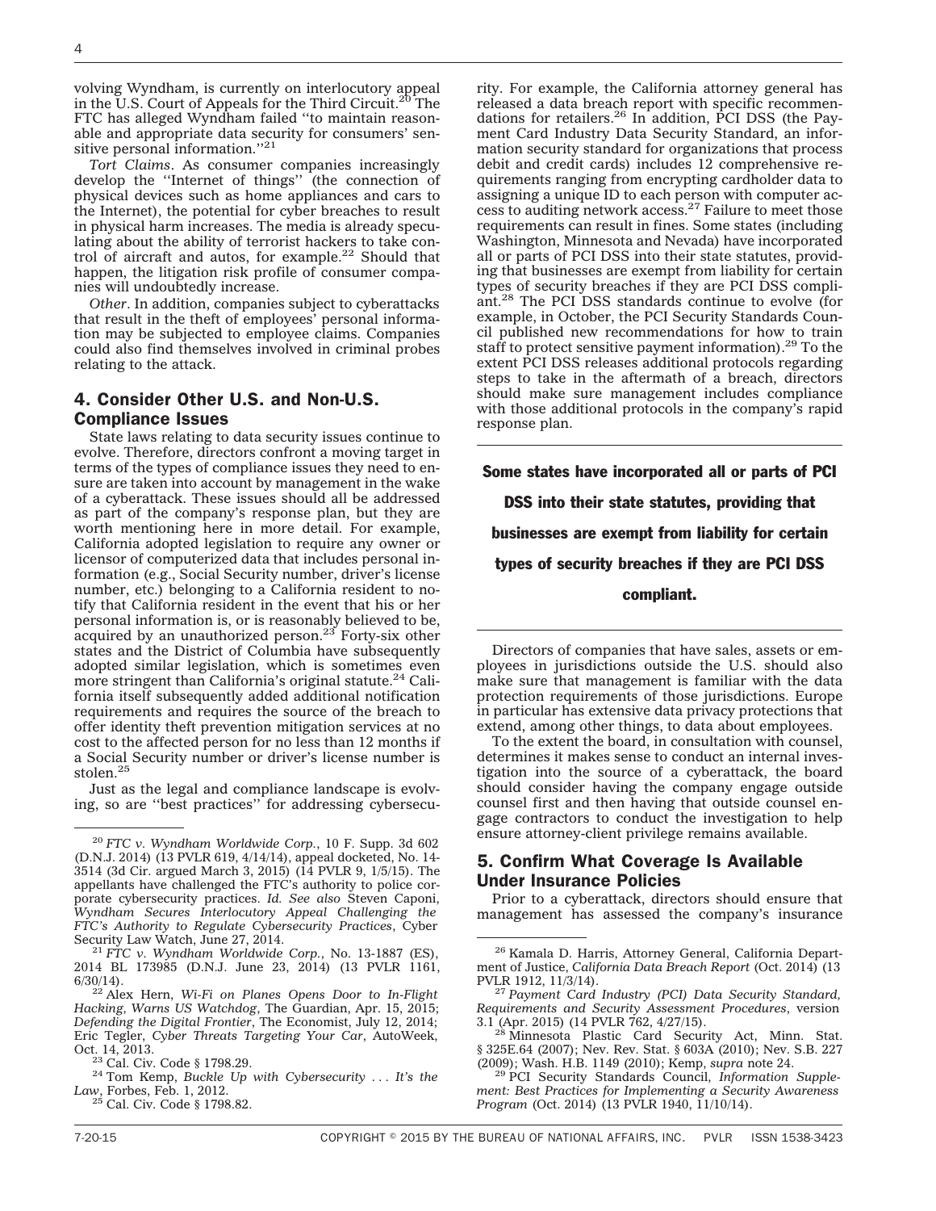volving Wyndham, is currently on interlocutory appeal in the U.S. Court of Appeals for the Third Circuit.[20] The FTC has alleged Wyndham failed ''to maintain reasonable and appropriate data security for consumers' sensitive personal information.''[21]

*Tort Claims*. As consumer companies increasingly develop the ''Internet of things'' (the connection of physical devices such as home appliances and cars to the Internet), the potential for cyber breaches to result in physical harm increases. The media is already speculating about the ability of terrorist hackers to take control of aircraft and autos, for example.[22] Should that happen, the litigation risk profile of consumer companies will undoubtedly increase.

*Other*. In addition, companies subject to cyberattacks that result in the theft of employees' personal information may be subjected to employee claims. Companies could also find themselves involved in criminal probes relating to the attack.

## 4. Consider Other U.S. and Non-U.S. Compliance Issues

State laws relating to data security issues continue to evolve. Therefore, directors confront a moving target in terms of the types of compliance issues they need to ensure are taken into account by management in the wake of a cyberattack. These issues should all be addressed as part of the company's response plan, but they are worth mentioning here in more detail. For example, California adopted legislation to require any owner or licensor of computerized data that includes personal information (e.g., Social Security number, driver's license number, etc.) belonging to a California resident to notify that California resident in the event that his or her personal information is, or is reasonably believed to be, acquired by an unauthorized person.[23] Forty-six other states and the District of Columbia have subsequently adopted similar legislation, which is sometimes even more stringent than California's original statute.[24] California itself subsequently added additional notification requirements and requires the source of the breach to offer identity theft prevention mitigation services at no cost to the affected person for no less than 12 months if a Social Security number or driver's license number is stolen.[25]

Just as the legal and compliance landscape is evolving, so are ''best practices'' for addressing cybersecurity. For example, the California attorney general has released a data breach report with specific recommendations for retailers.[26] In addition, PCI DSS (the Payment Card Industry Data Security Standard, an information security standard for organizations that process debit and credit cards) includes 12 comprehensive requirements ranging from encrypting cardholder data to assigning a unique ID to each person with computer access to auditing network access.[27] Failure to meet those requirements can result in fines. Some states (including Washington, Minnesota and Nevada) have incorporated all or parts of PCI DSS into their state statutes, providing that businesses are exempt from liability for certain types of security breaches if they are PCI DSS compliant.[28] The PCI DSS standards continue to evolve (for example, in October, the PCI Security Standards Council published new recommendations for how to train staff to protect sensitive payment information).[29] To the extent PCI DSS releases additional protocols regarding steps to take in the aftermath of a breach, directors should make sure management includes compliance with those additional protocols in the company's rapid response plan.

**Some states have incorporated all or parts of PCI DSS into their state statutes, providing that businesses are exempt from liability for certain types of security breaches if they are PCI DSS compliant.**

Directors of companies that have sales, assets or employees in jurisdictions outside the U.S. should also make sure that management is familiar with the data protection requirements of those jurisdictions. Europe in particular has extensive data privacy protections that extend, among other things, to data about employees.

To the extent the board, in consultation with counsel, determines it makes sense to conduct an internal investigation into the source of a cyberattack, the board should consider having the company engage outside counsel first and then having that outside counsel engage contractors to conduct the investigation to help ensure attorney-client privilege remains available.

## 5. Confirm What Coverage Is Available Under Insurance Policies

Prior to a cyberattack, directors should ensure that management has assessed the company's insurance

---

[20] *FTC v. Wyndham Worldwide Corp.*, 10 F. Supp. 3d 602 (D.N.J. 2014) (13 PVLR 619, 4/14/14), appeal docketed, No. 14-3514 (3d Cir. argued March 3, 2015) (14 PVLR 9, 1/5/15). The appellants have challenged the FTC's authority to police corporate cybersecurity practices. *Id. See also* Steven Caponi, *Wyndham Secures Interlocutory Appeal Challenging the FTC's Authority to Regulate Cybersecurity Practices*, Cyber Security Law Watch, June 27, 2014.

[21] *FTC v. Wyndham Worldwide Corp.*, No. 13-1887 (ES), 2014 BL 173985 (D.N.J. June 23, 2014) (13 PVLR 1161, 6/30/14).

[22] Alex Hern, *Wi-Fi on Planes Opens Door to In-Flight Hacking, Warns US Watchdog*, The Guardian, Apr. 15, 2015; *Defending the Digital Frontier*, The Economist, July 12, 2014; Eric Tegler, *Cyber Threats Targeting Your Car*, AutoWeek, Oct. 14, 2013.

[23] Cal. Civ. Code § 1798.29.

[24] Tom Kemp, *Buckle Up with Cybersecurity . . . It's the Law*, Forbes, Feb. 1, 2012.

[25] Cal. Civ. Code § 1798.82.

[26] Kamala D. Harris, Attorney General, California Department of Justice, *California Data Breach Report* (Oct. 2014) (13 PVLR 1912, 11/3/14).

[27] *Payment Card Industry (PCI) Data Security Standard, Requirements and Security Assessment Procedures*, version 3.1 (Apr. 2015) (14 PVLR 762, 4/27/15).

[28] Minnesota Plastic Card Security Act, Minn. Stat. § 325E.64 (2007); Nev. Rev. Stat. § 603A (2010); Nev. S.B. 227 (2009); Wash. H.B. 1149 (2010); Kemp, *supra* note 24.

[29] PCI Security Standards Council, *Information Supplement: Best Practices for Implementing a Security Awareness Program* (Oct. 2014) (13 PVLR 1940, 11/10/14).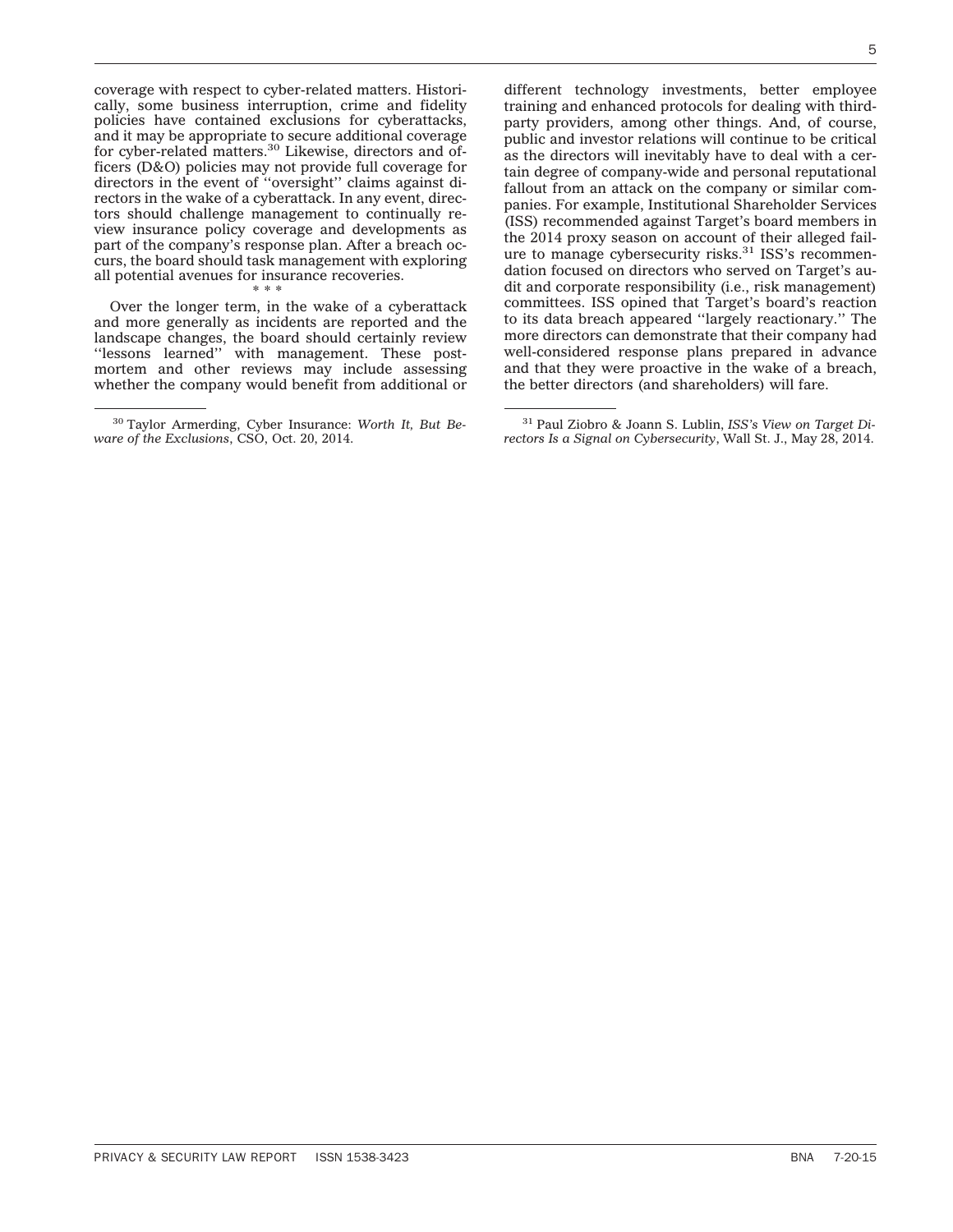coverage with respect to cyber-related matters. Historically, some business interruption, crime and fidelity policies have contained exclusions for cyberattacks, and it may be appropriate to secure additional coverage for cyber-related matters.[30] Likewise, directors and officers (D&O) policies may not provide full coverage for directors in the event of ''oversight'' claims against directors in the wake of a cyberattack. In any event, directors should challenge management to continually review insurance policy coverage and developments as part of the company's response plan. After a breach occurs, the board should task management with exploring all potential avenues for insurance recoveries.

\* \* \*

Over the longer term, in the wake of a cyberattack and more generally as incidents are reported and the landscape changes, the board should certainly review ''lessons learned'' with management. These postmortem and other reviews may include assessing whether the company would benefit from additional or different technology investments, better employee training and enhanced protocols for dealing with third-party providers, among other things. And, of course, public and investor relations will continue to be critical as the directors will inevitably have to deal with a certain degree of company-wide and personal reputational fallout from an attack on the company or similar companies. For example, Institutional Shareholder Services (ISS) recommended against Target's board members in the 2014 proxy season on account of their alleged failure to manage cybersecurity risks.[31] ISS's recommendation focused on directors who served on Target's audit and corporate responsibility (i.e., risk management) committees. ISS opined that Target's board's reaction to its data breach appeared ''largely reactionary.'' The more directors can demonstrate that their company had well-considered response plans prepared in advance and that they were proactive in the wake of a breach, the better directors (and shareholders) will fare.

---

[30] Taylor Armerding, Cyber Insurance: *Worth It, But Beware of the Exclusions*, CSO, Oct. 20, 2014.

[31] Paul Ziobro & Joann S. Lublin, *ISS's View on Target Directors Is a Signal on Cybersecurity*, Wall St. J., May 28, 2014.